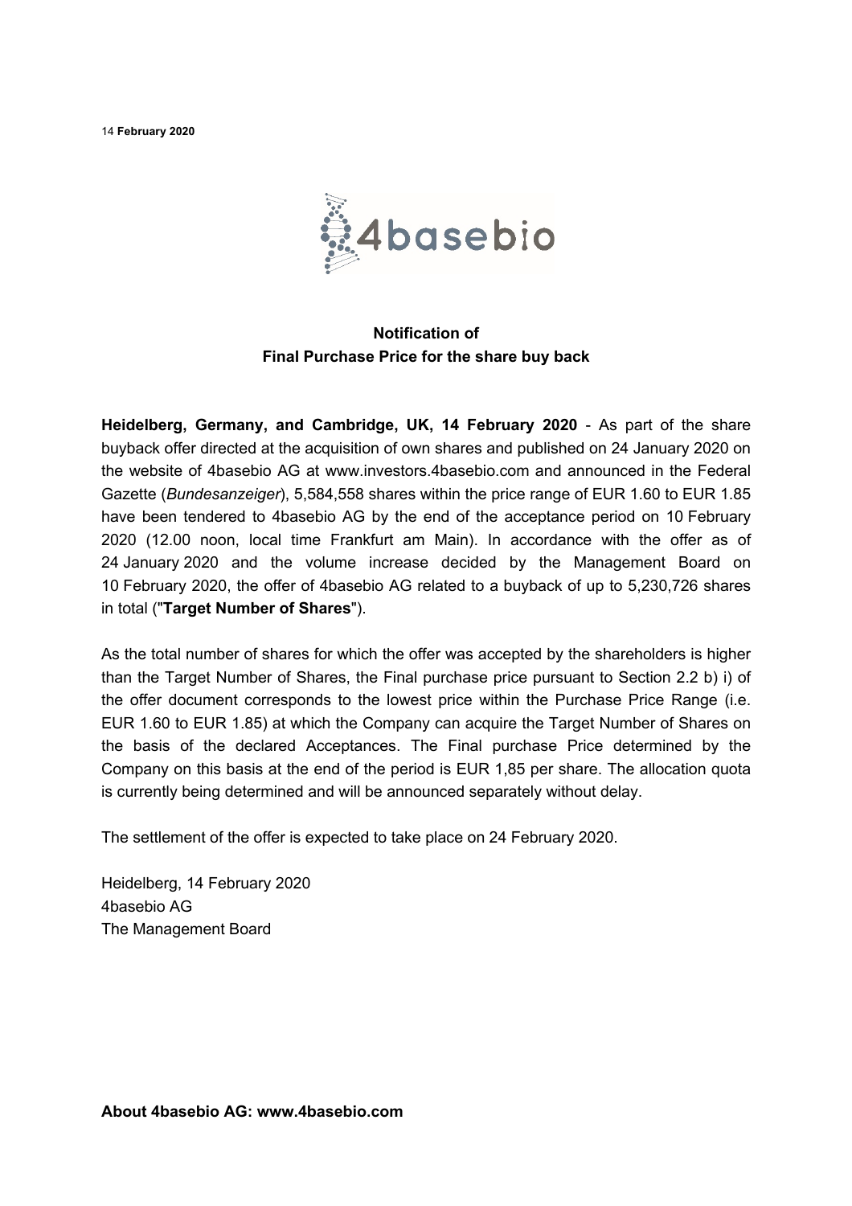14 **February 2020**

**Notification of**
**Final Purchase Price for the share buy back**

**Heidelberg, Germany, and Cambridge, UK, 14 February 2020** - As part of the share buyback offer directed at the acquisition of own shares and published on 24 January 2020 on the website of 4basebio AG at www.investors.4basebio.com and announced in the Federal Gazette (*Bundesanzeiger*), 5,584,558 shares within the price range of EUR 1.60 to EUR 1.85 have been tendered to 4basebio AG by the end of the acceptance period on 10 February 2020 (12.00 noon, local time Frankfurt am Main). In accordance with the offer as of 24 January 2020 and the volume increase decided by the Management Board on 10 February 2020, the offer of 4basebio AG related to a buyback of up to 5,230,726 shares in total ("**Target Number of Shares**").

As the total number of shares for which the offer was accepted by the shareholders is higher than the Target Number of Shares, the Final purchase price pursuant to Section 2.2 b) i) of the offer document corresponds to the lowest price within the Purchase Price Range (i.e. EUR 1.60 to EUR 1.85) at which the Company can acquire the Target Number of Shares on the basis of the declared Acceptances. The Final purchase Price determined by the Company on this basis at the end of the period is EUR 1,85 per share. The allocation quota is currently being determined and will be announced separately without delay.

The settlement of the offer is expected to take place on 24 February 2020.

Heidelberg, 14 February 2020
4basebio AG
The Management Board

**About 4basebio AG: www.4basebio.com**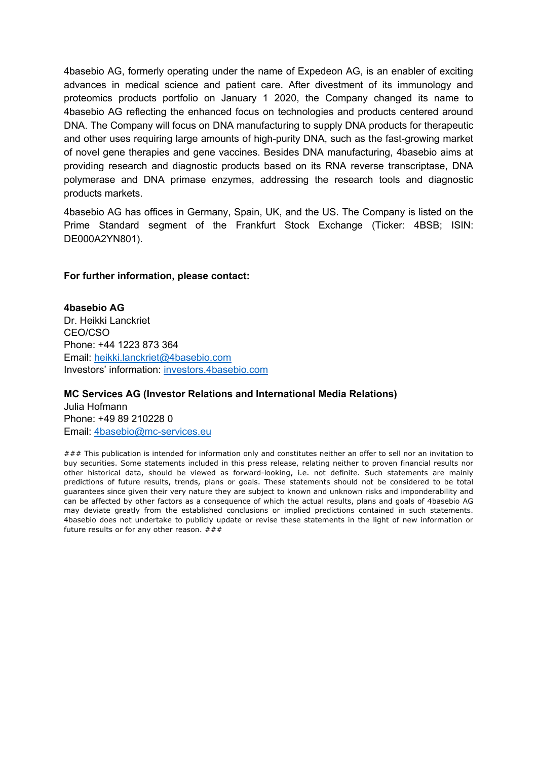4basebio AG, formerly operating under the name of Expedeon AG, is an enabler of exciting advances in medical science and patient care. After divestment of its immunology and proteomics products portfolio on January 1 2020, the Company changed its name to 4basebio AG reflecting the enhanced focus on technologies and products centered around DNA. The Company will focus on DNA manufacturing to supply DNA products for therapeutic and other uses requiring large amounts of high-purity DNA, such as the fast-growing market of novel gene therapies and gene vaccines. Besides DNA manufacturing, 4basebio aims at providing research and diagnostic products based on its RNA reverse transcriptase, DNA polymerase and DNA primase enzymes, addressing the research tools and diagnostic products markets.

4basebio AG has offices in Germany, Spain, UK, and the US. The Company is listed on the Prime Standard segment of the Frankfurt Stock Exchange (Ticker: 4BSB; ISIN: DE000A2YN801).

**For further information, please contact:**

**4basebio AG**
Dr. Heikki Lanckriet
CEO/CSO
Phone: +44 1223 873 364
Email: heikki.lanckriet@4basebio.com
Investors' information: investors.4basebio.com

**MC Services AG (Investor Relations and International Media Relations)**
Julia Hofmann
Phone: +49 89 210228 0
Email: 4basebio@mc-services.eu

### This publication is intended for information only and constitutes neither an offer to sell nor an invitation to buy securities. Some statements included in this press release, relating neither to proven financial results nor other historical data, should be viewed as forward-looking, i.e. not definite. Such statements are mainly predictions of future results, trends, plans or goals. These statements should not be considered to be total guarantees since given their very nature they are subject to known and unknown risks and imponderability and can be affected by other factors as a consequence of which the actual results, plans and goals of 4basebio AG may deviate greatly from the established conclusions or implied predictions contained in such statements. 4basebio does not undertake to publicly update or revise these statements in the light of new information or future results or for any other reason. ###